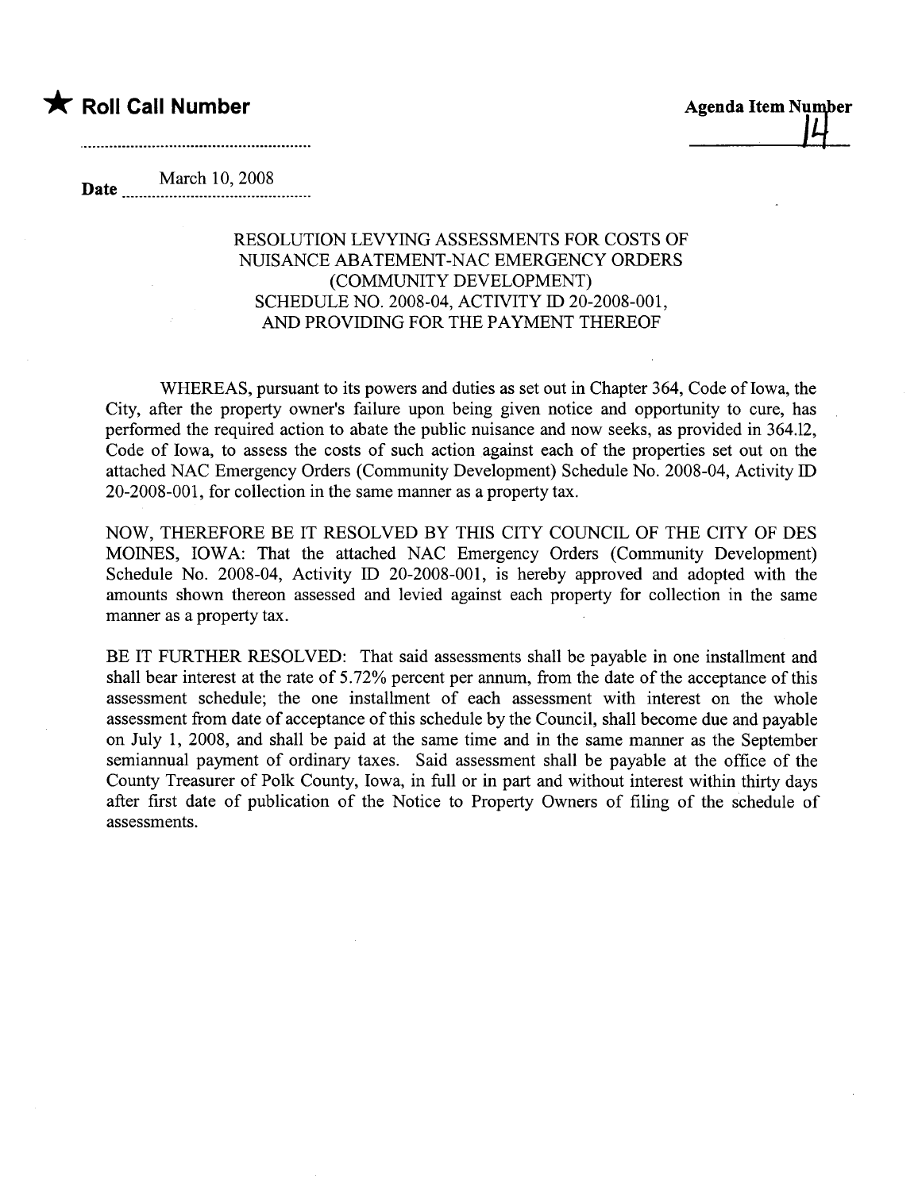★ **Roll Call Number**

Agenda Item Number 14

Date March 10, 2008

RESOLUTION LEVYING ASSESSMENTS FOR COSTS OF NUISANCE ABATEMENT-NAC EMERGENCY ORDERS (COMMUNITY DEVELOPMENT) SCHEDULE NO. 2008-04, ACTIVITY ID 20-2008-001, AND PROVIDING FOR THE PAYMENT THEREOF

WHEREAS, pursuant to its powers and duties as set out in Chapter 364, Code of Iowa, the City, after the property owner's failure upon being given notice and opportunity to cure, has performed the required action to abate the public nuisance and now seeks, as provided in 364.12, Code of Iowa, to assess the costs of such action against each of the properties set out on the attached NAC Emergency Orders (Community Development) Schedule No. 2008-04, Activity ID 20-2008-001, for collection in the same manner as a property tax.

NOW, THEREFORE BE IT RESOLVED BY THIS CITY COUNCIL OF THE CITY OF DES MOINES, IOWA: That the attached NAC Emergency Orders (Community Development) Schedule No. 2008-04, Activity ID 20-2008-001, is hereby approved and adopted with the amounts shown thereon assessed and levied against each property for collection in the same manner as a property tax.

BE IT FURTHER RESOLVED: That said assessments shall be payable in one installment and shall bear interest at the rate of 5.72% percent per annum, from the date of the acceptance of this assessment schedule; the one installment of each assessment with interest on the whole assessment from date of acceptance of this schedule by the Council, shall become due and payable on July 1, 2008, and shall be paid at the same time and in the same manner as the September semiannual payment of ordinary taxes. Said assessment shall be payable at the office of the County Treasurer of Polk County, Iowa, in full or in part and without interest within thirty days after first date of publication of the Notice to Property Owners of filing of the schedule of assessments.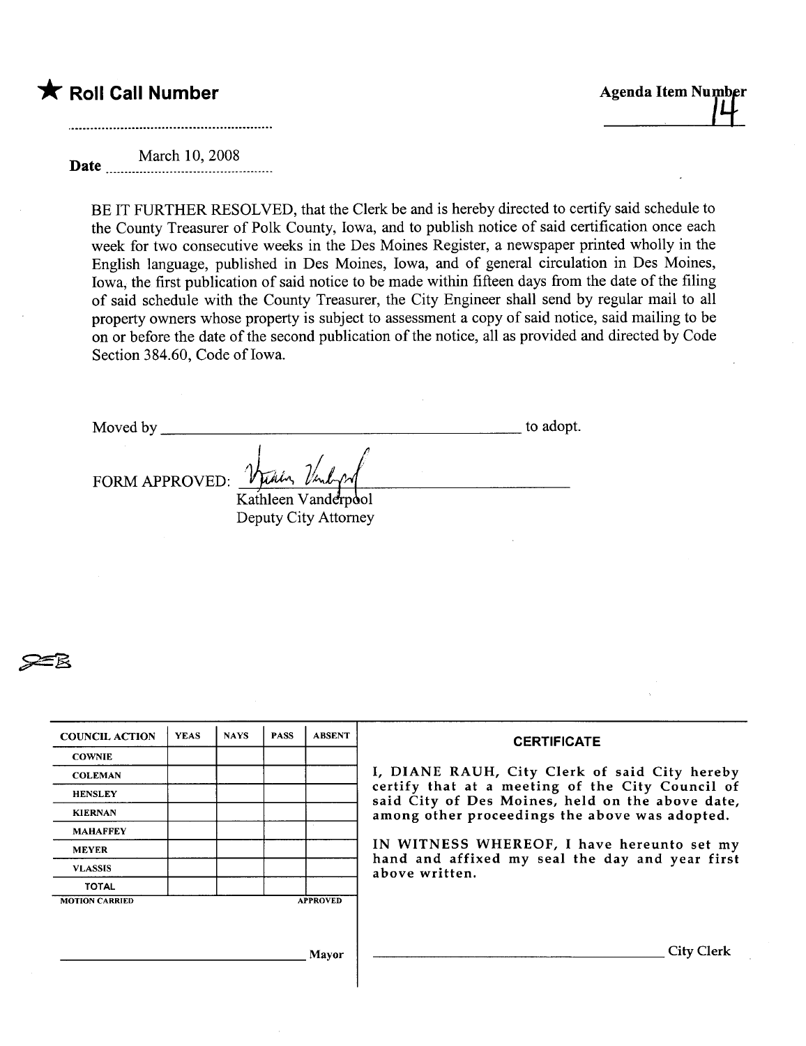★ **Roll Call Number**

Agenda Item Number 14

Date March 10, 2008

BE IT FURTHER RESOLVED, that the Clerk be and is hereby directed to certify said schedule to the County Treasurer of Polk County, Iowa, and to publish notice of said certification once each week for two consecutive weeks in the Des Moines Register, a newspaper printed wholly in the English language, published in Des Moines, Iowa, and of general circulation in Des Moines, Iowa, the first publication of said notice to be made within fifteen days from the date of the filing of said schedule with the County Treasurer, the City Engineer shall send by regular mail to all property owners whose property is subject to assessment a copy of said notice, said mailing to be on or before the date of the second publication of the notice, all as provided and directed by Code Section 384.60, Code of Iowa.

Moved by ______________________________ to adopt.

FORM APPROVED: Kathleen Vanderpool
Deputy City Attorney

| COUNCIL ACTION | YEAS | NAYS | PASS | ABSENT |
|---|---|---|---|---|
| COWNIE | | | | |
| COLEMAN | | | | |
| HENSLEY | | | | |
| KIERNAN | | | | |
| MAHAFFEY | | | | |
| MEYER | | | | |
| VLASSIS | | | | |
| TOTAL | | | | |

MOTION CARRIED APPROVED

______________________________ Mayor

**CERTIFICATE**

I, DIANE RAUH, City Clerk of said City hereby certify that at a meeting of the City Council of said City of Des Moines, held on the above date, among other proceedings the above was adopted.

IN WITNESS WHEREOF, I have hereunto set my hand and affixed my seal the day and year first above written.

______________________________ City Clerk